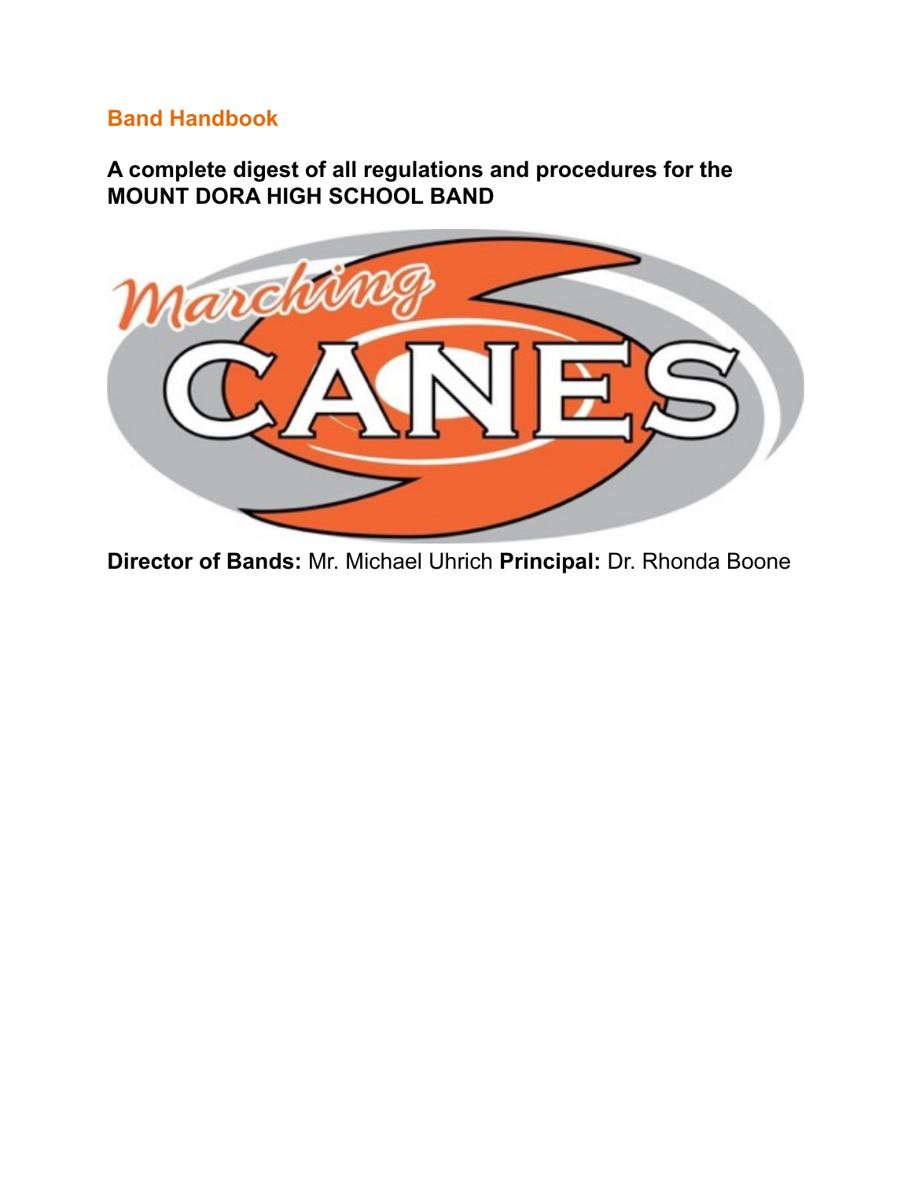# Band Handbook

## A complete digest of all regulations and procedures for the MOUNT DORA HIGH SCHOOL BAND

**Director of Bands:** Mr. Michael Uhrich **Principal:** Dr. Rhonda Boone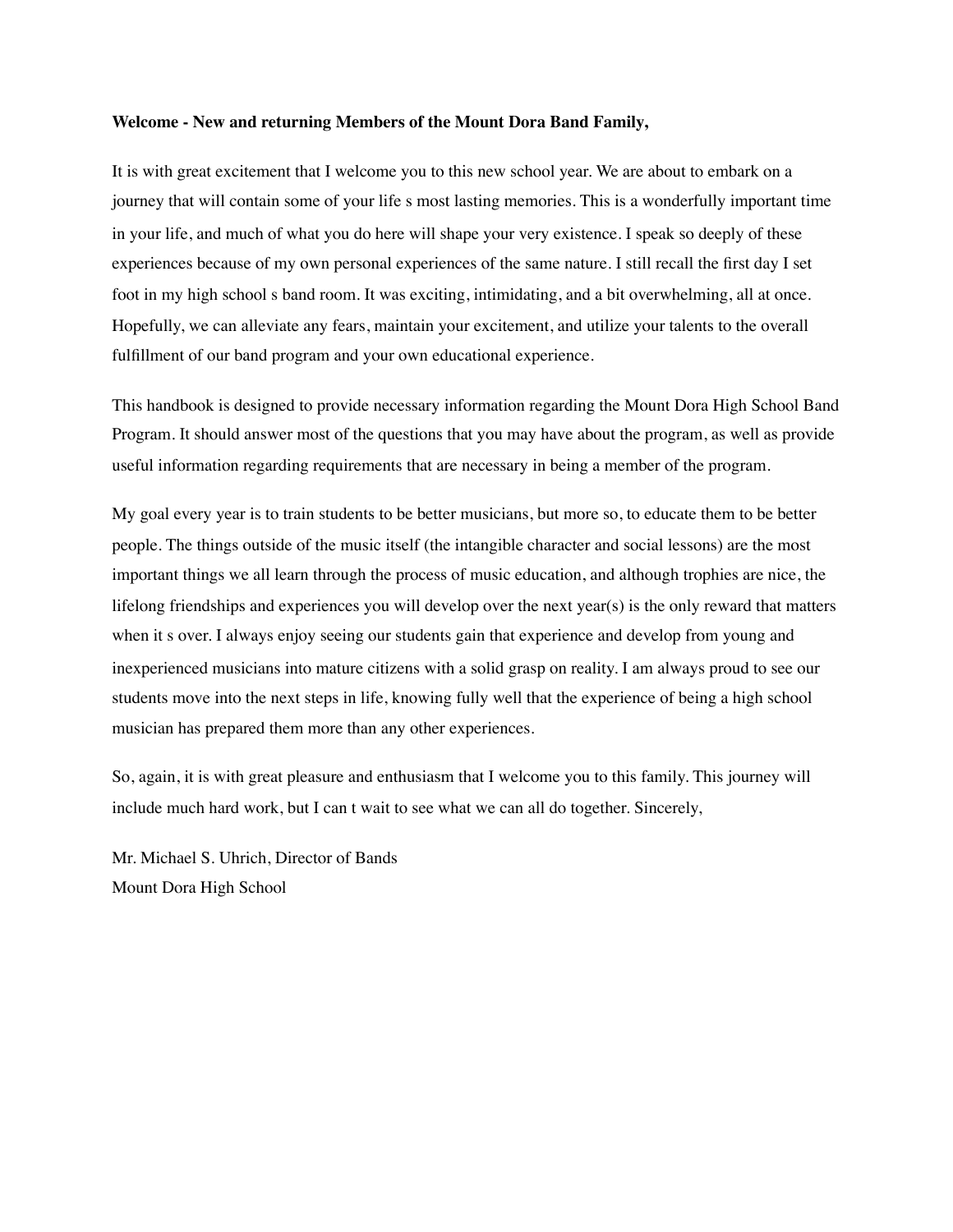**Welcome - New and returning Members of the Mount Dora Band Family,**

It is with great excitement that I welcome you to this new school year. We are about to embark on a journey that will contain some of your life s most lasting memories. This is a wonderfully important time in your life, and much of what you do here will shape your very existence. I speak so deeply of these experiences because of my own personal experiences of the same nature. I still recall the first day I set foot in my high school s band room. It was exciting, intimidating, and a bit overwhelming, all at once. Hopefully, we can alleviate any fears, maintain your excitement, and utilize your talents to the overall fulfillment of our band program and your own educational experience.

This handbook is designed to provide necessary information regarding the Mount Dora High School Band Program. It should answer most of the questions that you may have about the program, as well as provide useful information regarding requirements that are necessary in being a member of the program.

My goal every year is to train students to be better musicians, but more so, to educate them to be better people. The things outside of the music itself (the intangible character and social lessons) are the most important things we all learn through the process of music education, and although trophies are nice, the lifelong friendships and experiences you will develop over the next year(s) is the only reward that matters when it s over. I always enjoy seeing our students gain that experience and develop from young and inexperienced musicians into mature citizens with a solid grasp on reality. I am always proud to see our students move into the next steps in life, knowing fully well that the experience of being a high school musician has prepared them more than any other experiences.

So, again, it is with great pleasure and enthusiasm that I welcome you to this family. This journey will include much hard work, but I can t wait to see what we can all do together. Sincerely,

Mr. Michael S. Uhrich, Director of Bands
Mount Dora High School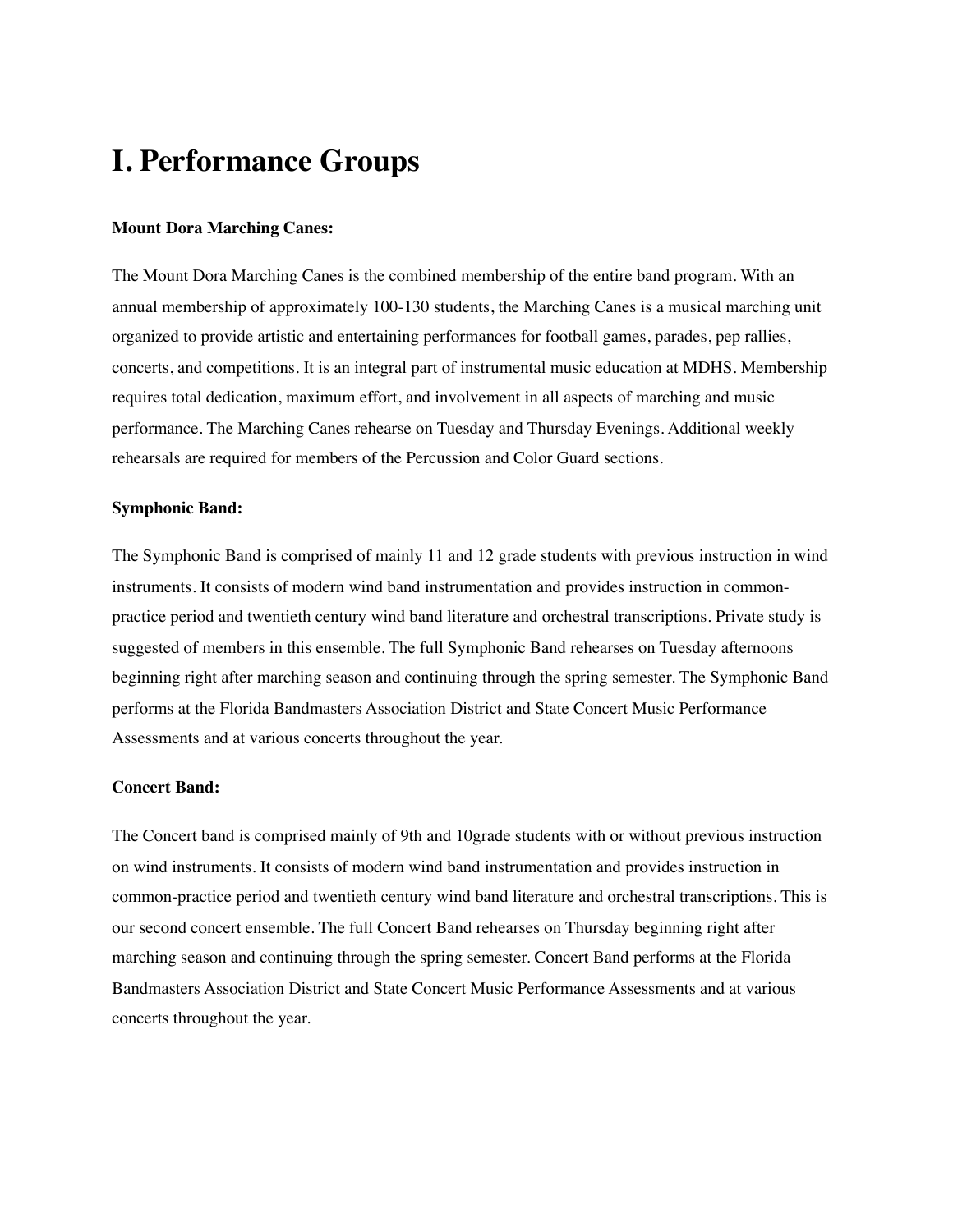# I. Performance Groups

**Mount Dora Marching Canes:**

The Mount Dora Marching Canes is the combined membership of the entire band program. With an annual membership of approximately 100-130 students, the Marching Canes is a musical marching unit organized to provide artistic and entertaining performances for football games, parades, pep rallies, concerts, and competitions. It is an integral part of instrumental music education at MDHS. Membership requires total dedication, maximum effort, and involvement in all aspects of marching and music performance. The Marching Canes rehearse on Tuesday and Thursday Evenings. Additional weekly rehearsals are required for members of the Percussion and Color Guard sections.

**Symphonic Band:**

The Symphonic Band is comprised of mainly 11 and 12 grade students with previous instruction in wind instruments. It consists of modern wind band instrumentation and provides instruction in common-practice period and twentieth century wind band literature and orchestral transcriptions. Private study is suggested of members in this ensemble. The full Symphonic Band rehearses on Tuesday afternoons beginning right after marching season and continuing through the spring semester. The Symphonic Band performs at the Florida Bandmasters Association District and State Concert Music Performance Assessments and at various concerts throughout the year.

**Concert Band:**

The Concert band is comprised mainly of 9th and 10grade students with or without previous instruction on wind instruments. It consists of modern wind band instrumentation and provides instruction in common-practice period and twentieth century wind band literature and orchestral transcriptions. This is our second concert ensemble. The full Concert Band rehearses on Thursday beginning right after marching season and continuing through the spring semester. Concert Band performs at the Florida Bandmasters Association District and State Concert Music Performance Assessments and at various concerts throughout the year.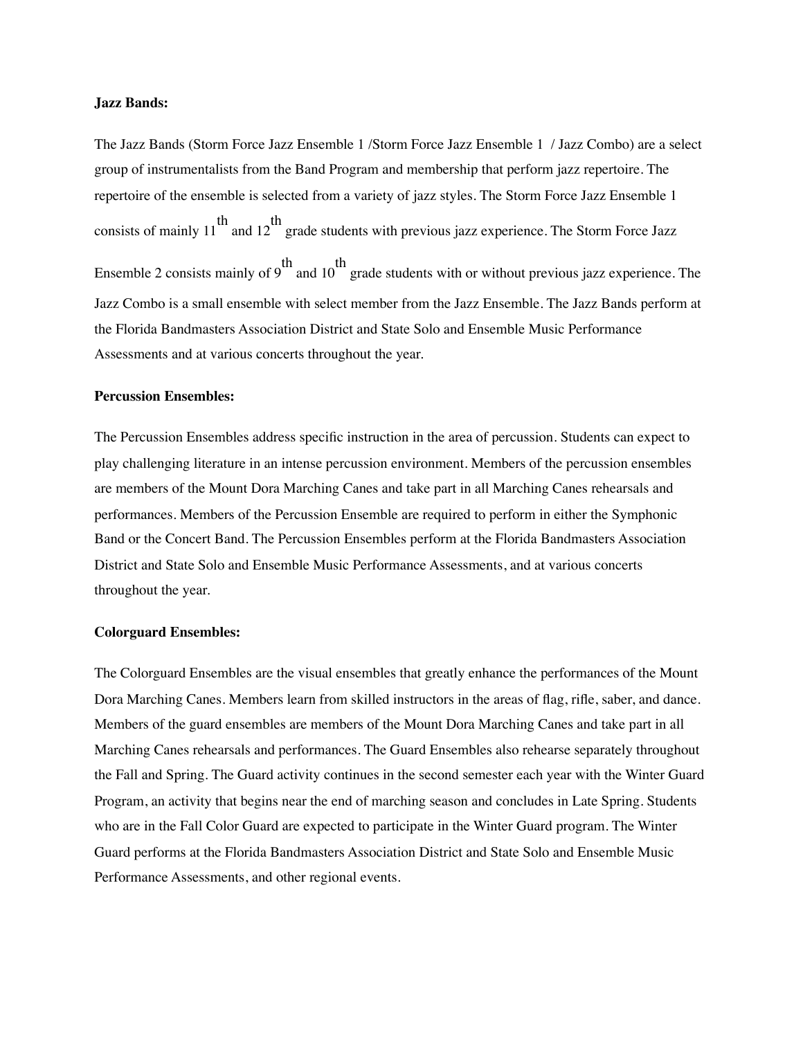**Jazz Bands:**

The Jazz Bands (Storm Force Jazz Ensemble 1 /Storm Force Jazz Ensemble 1  / Jazz Combo) are a select group of instrumentalists from the Band Program and membership that perform jazz repertoire. The repertoire of the ensemble is selected from a variety of jazz styles. The Storm Force Jazz Ensemble 1 consists of mainly 11th and 12th grade students with previous jazz experience. The Storm Force Jazz Ensemble 2 consists mainly of 9th and 10th grade students with or without previous jazz experience. The Jazz Combo is a small ensemble with select member from the Jazz Ensemble. The Jazz Bands perform at the Florida Bandmasters Association District and State Solo and Ensemble Music Performance Assessments and at various concerts throughout the year.

**Percussion Ensembles:**

The Percussion Ensembles address specific instruction in the area of percussion. Students can expect to play challenging literature in an intense percussion environment. Members of the percussion ensembles are members of the Mount Dora Marching Canes and take part in all Marching Canes rehearsals and performances. Members of the Percussion Ensemble are required to perform in either the Symphonic Band or the Concert Band. The Percussion Ensembles perform at the Florida Bandmasters Association District and State Solo and Ensemble Music Performance Assessments, and at various concerts throughout the year.

**Colorguard Ensembles:**

The Colorguard Ensembles are the visual ensembles that greatly enhance the performances of the Mount Dora Marching Canes. Members learn from skilled instructors in the areas of flag, rifle, saber, and dance. Members of the guard ensembles are members of the Mount Dora Marching Canes and take part in all Marching Canes rehearsals and performances. The Guard Ensembles also rehearse separately throughout the Fall and Spring. The Guard activity continues in the second semester each year with the Winter Guard Program, an activity that begins near the end of marching season and concludes in Late Spring. Students who are in the Fall Color Guard are expected to participate in the Winter Guard program. The Winter Guard performs at the Florida Bandmasters Association District and State Solo and Ensemble Music Performance Assessments, and other regional events.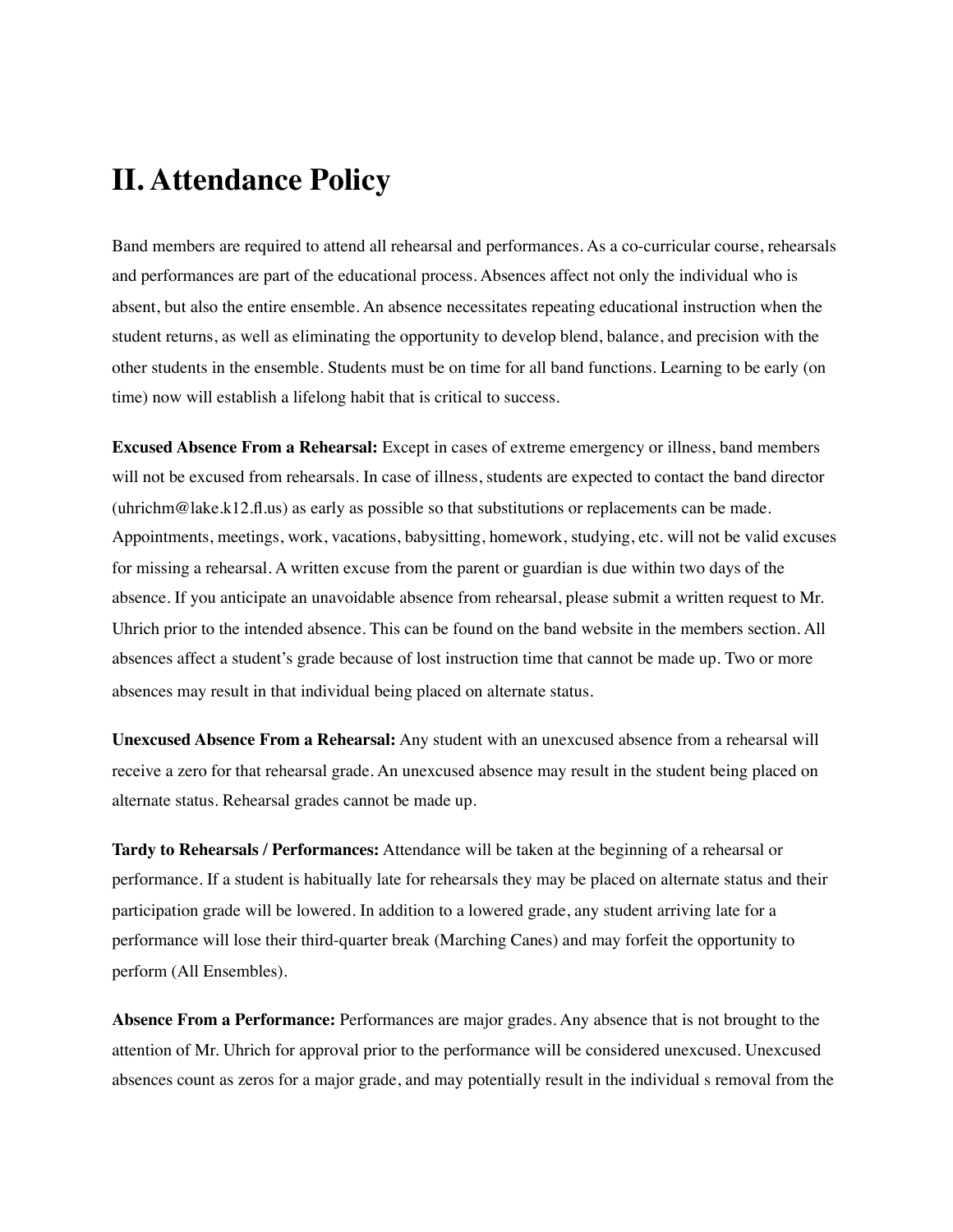# II. Attendance Policy

Band members are required to attend all rehearsal and performances. As a co-curricular course, rehearsals and performances are part of the educational process. Absences affect not only the individual who is absent, but also the entire ensemble. An absence necessitates repeating educational instruction when the student returns, as well as eliminating the opportunity to develop blend, balance, and precision with the other students in the ensemble. Students must be on time for all band functions. Learning to be early (on time) now will establish a lifelong habit that is critical to success.

**Excused Absence From a Rehearsal:** Except in cases of extreme emergency or illness, band members will not be excused from rehearsals. In case of illness, students are expected to contact the band director (uhrichm@lake.k12.fl.us) as early as possible so that substitutions or replacements can be made. Appointments, meetings, work, vacations, babysitting, homework, studying, etc. will not be valid excuses for missing a rehearsal. A written excuse from the parent or guardian is due within two days of the absence. If you anticipate an unavoidable absence from rehearsal, please submit a written request to Mr. Uhrich prior to the intended absence. This can be found on the band website in the members section. All absences affect a student's grade because of lost instruction time that cannot be made up. Two or more absences may result in that individual being placed on alternate status.

**Unexcused Absence From a Rehearsal:** Any student with an unexcused absence from a rehearsal will receive a zero for that rehearsal grade. An unexcused absence may result in the student being placed on alternate status. Rehearsal grades cannot be made up.

**Tardy to Rehearsals / Performances:** Attendance will be taken at the beginning of a rehearsal or performance. If a student is habitually late for rehearsals they may be placed on alternate status and their participation grade will be lowered. In addition to a lowered grade, any student arriving late for a performance will lose their third-quarter break (Marching Canes) and may forfeit the opportunity to perform (All Ensembles).

**Absence From a Performance:** Performances are major grades. Any absence that is not brought to the attention of Mr. Uhrich for approval prior to the performance will be considered unexcused. Unexcused absences count as zeros for a major grade, and may potentially result in the individual s removal from the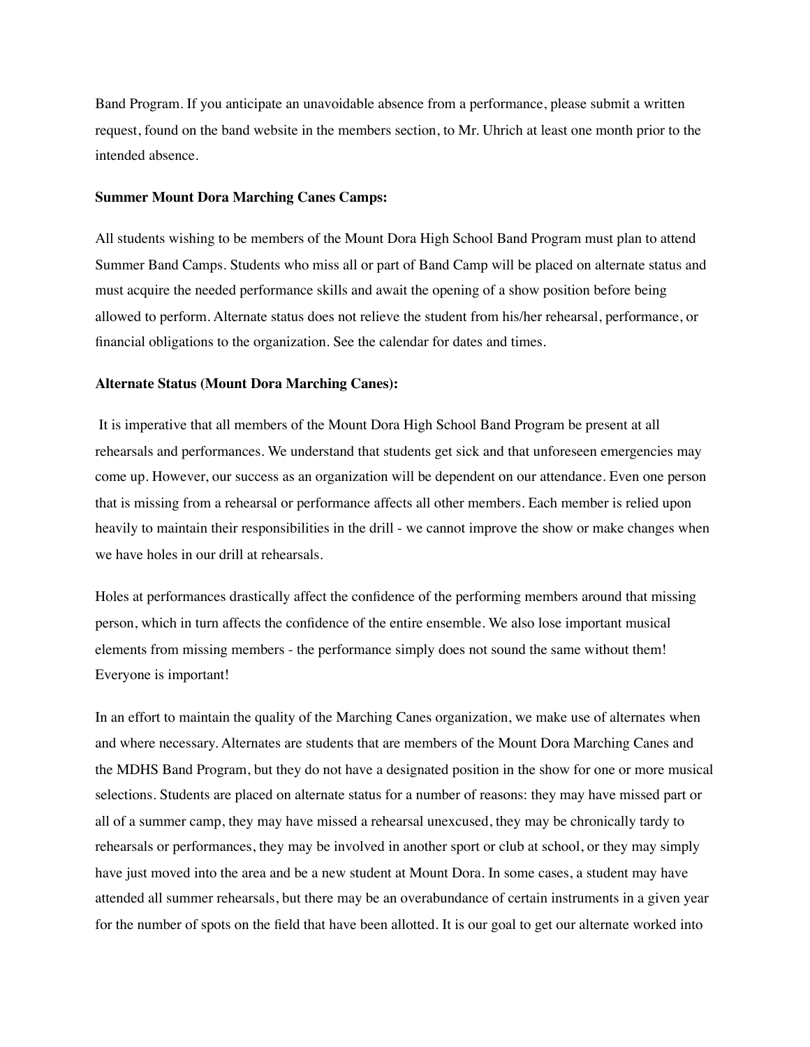Band Program. If you anticipate an unavoidable absence from a performance, please submit a written request, found on the band website in the members section, to Mr. Uhrich at least one month prior to the intended absence.

**Summer Mount Dora Marching Canes Camps:**

All students wishing to be members of the Mount Dora High School Band Program must plan to attend Summer Band Camps. Students who miss all or part of Band Camp will be placed on alternate status and must acquire the needed performance skills and await the opening of a show position before being allowed to perform. Alternate status does not relieve the student from his/her rehearsal, performance, or financial obligations to the organization. See the calendar for dates and times.

**Alternate Status (Mount Dora Marching Canes):**

It is imperative that all members of the Mount Dora High School Band Program be present at all rehearsals and performances. We understand that students get sick and that unforeseen emergencies may come up. However, our success as an organization will be dependent on our attendance. Even one person that is missing from a rehearsal or performance affects all other members. Each member is relied upon heavily to maintain their responsibilities in the drill - we cannot improve the show or make changes when we have holes in our drill at rehearsals.

Holes at performances drastically affect the confidence of the performing members around that missing person, which in turn affects the confidence of the entire ensemble. We also lose important musical elements from missing members - the performance simply does not sound the same without them! Everyone is important!

In an effort to maintain the quality of the Marching Canes organization, we make use of alternates when and where necessary. Alternates are students that are members of the Mount Dora Marching Canes and the MDHS Band Program, but they do not have a designated position in the show for one or more musical selections. Students are placed on alternate status for a number of reasons: they may have missed part or all of a summer camp, they may have missed a rehearsal unexcused, they may be chronically tardy to rehearsals or performances, they may be involved in another sport or club at school, or they may simply have just moved into the area and be a new student at Mount Dora. In some cases, a student may have attended all summer rehearsals, but there may be an overabundance of certain instruments in a given year for the number of spots on the field that have been allotted. It is our goal to get our alternate worked into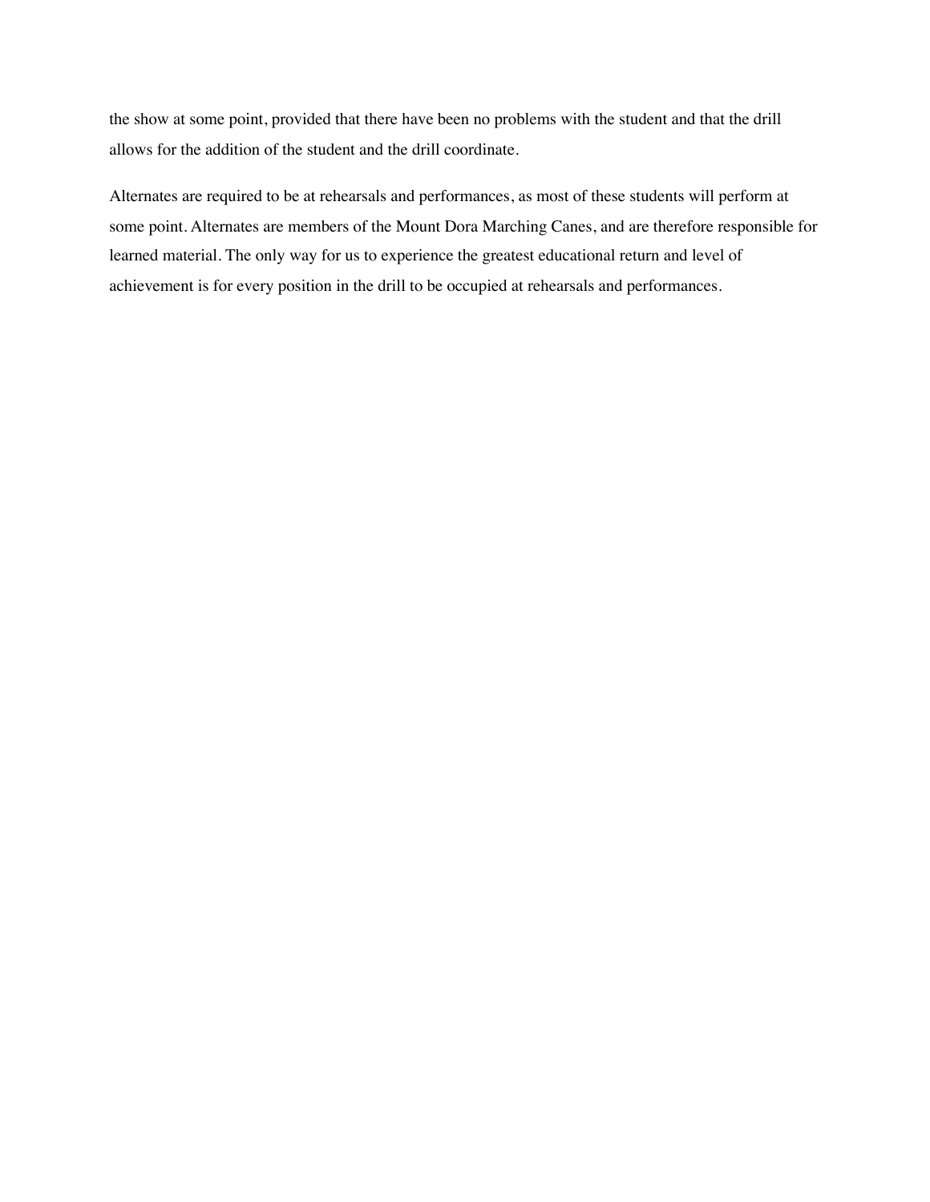the show at some point, provided that there have been no problems with the student and that the drill allows for the addition of the student and the drill coordinate.

Alternates are required to be at rehearsals and performances, as most of these students will perform at some point. Alternates are members of the Mount Dora Marching Canes, and are therefore responsible for learned material. The only way for us to experience the greatest educational return and level of achievement is for every position in the drill to be occupied at rehearsals and performances.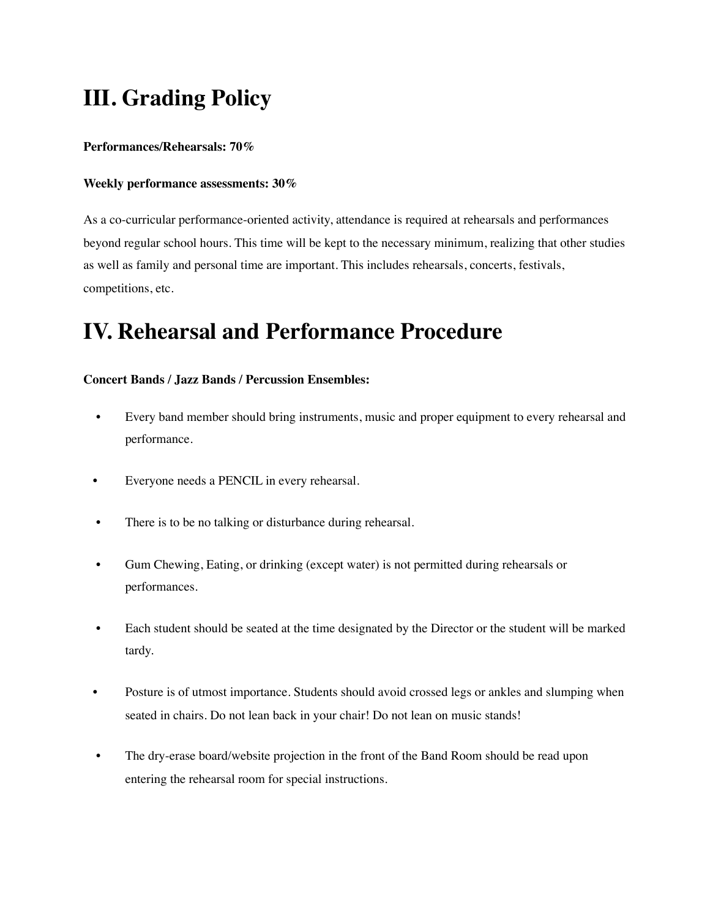# III. Grading Policy

**Performances/Rehearsals: 70%**

**Weekly performance assessments: 30%**

As a co-curricular performance-oriented activity, attendance is required at rehearsals and performances beyond regular school hours. This time will be kept to the necessary minimum, realizing that other studies as well as family and personal time are important. This includes rehearsals, concerts, festivals, competitions, etc.

# IV. Rehearsal and Performance Procedure

**Concert Bands / Jazz Bands / Percussion Ensembles:**

- Every band member should bring instruments, music and proper equipment to every rehearsal and performance.
- Everyone needs a PENCIL in every rehearsal.
- There is to be no talking or disturbance during rehearsal.
- Gum Chewing, Eating, or drinking (except water) is not permitted during rehearsals or performances.
- Each student should be seated at the time designated by the Director or the student will be marked tardy.
- Posture is of utmost importance. Students should avoid crossed legs or ankles and slumping when seated in chairs. Do not lean back in your chair! Do not lean on music stands!
- The dry-erase board/website projection in the front of the Band Room should be read upon entering the rehearsal room for special instructions.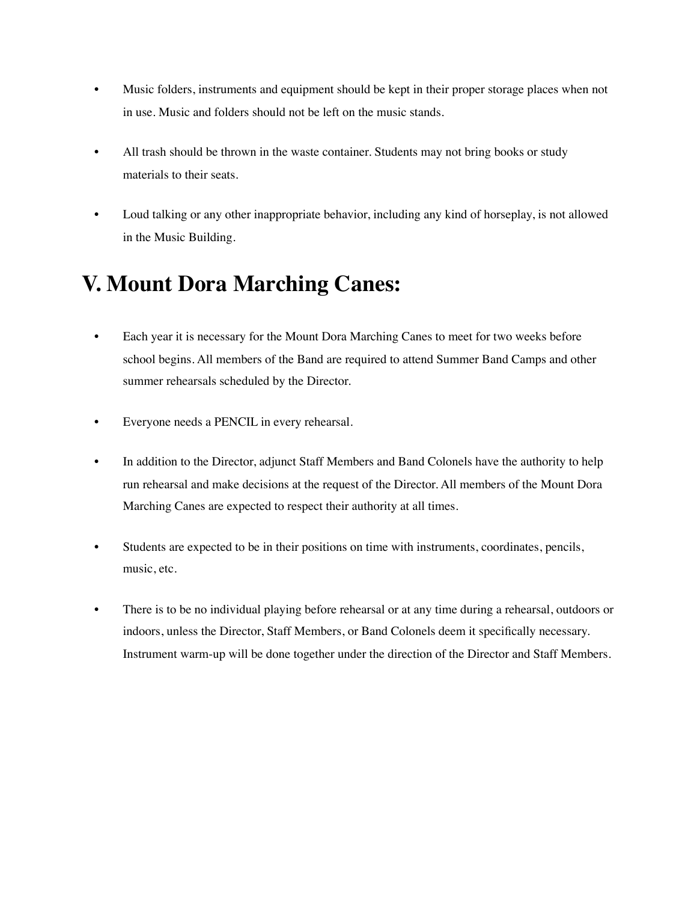- Music folders, instruments and equipment should be kept in their proper storage places when not in use. Music and folders should not be left on the music stands.
- All trash should be thrown in the waste container. Students may not bring books or study materials to their seats.
- Loud talking or any other inappropriate behavior, including any kind of horseplay, is not allowed in the Music Building.

# V. Mount Dora Marching Canes:

- Each year it is necessary for the Mount Dora Marching Canes to meet for two weeks before school begins. All members of the Band are required to attend Summer Band Camps and other summer rehearsals scheduled by the Director.
- Everyone needs a PENCIL in every rehearsal.
- In addition to the Director, adjunct Staff Members and Band Colonels have the authority to help run rehearsal and make decisions at the request of the Director. All members of the Mount Dora Marching Canes are expected to respect their authority at all times.
- Students are expected to be in their positions on time with instruments, coordinates, pencils, music, etc.
- There is to be no individual playing before rehearsal or at any time during a rehearsal, outdoors or indoors, unless the Director, Staff Members, or Band Colonels deem it specifically necessary. Instrument warm-up will be done together under the direction of the Director and Staff Members.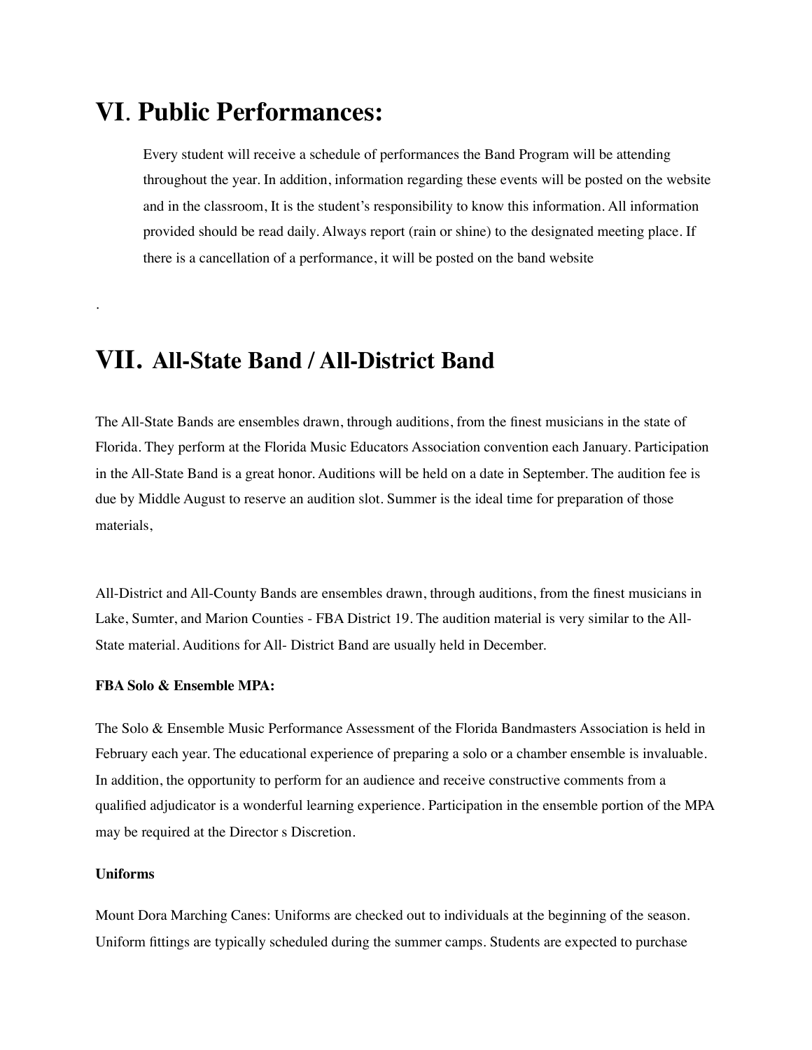# VI. Public Performances:

Every student will receive a schedule of performances the Band Program will be attending throughout the year. In addition, information regarding these events will be posted on the website and in the classroom, It is the student's responsibility to know this information. All information provided should be read daily. Always report (rain or shine) to the designated meeting place. If there is a cancellation of a performance, it will be posted on the band website

.

# VII. All-State Band / All-District Band

The All-State Bands are ensembles drawn, through auditions, from the finest musicians in the state of Florida. They perform at the Florida Music Educators Association convention each January. Participation in the All-State Band is a great honor. Auditions will be held on a date in September. The audition fee is due by Middle August to reserve an audition slot. Summer is the ideal time for preparation of those materials,

All-District and All-County Bands are ensembles drawn, through auditions, from the finest musicians in Lake, Sumter, and Marion Counties - FBA District 19. The audition material is very similar to the All-State material. Auditions for All- District Band are usually held in December.

**FBA Solo & Ensemble MPA:**

The Solo & Ensemble Music Performance Assessment of the Florida Bandmasters Association is held in February each year. The educational experience of preparing a solo or a chamber ensemble is invaluable. In addition, the opportunity to perform for an audience and receive constructive comments from a qualified adjudicator is a wonderful learning experience. Participation in the ensemble portion of the MPA may be required at the Director s Discretion.

**Uniforms**

Mount Dora Marching Canes: Uniforms are checked out to individuals at the beginning of the season. Uniform fittings are typically scheduled during the summer camps. Students are expected to purchase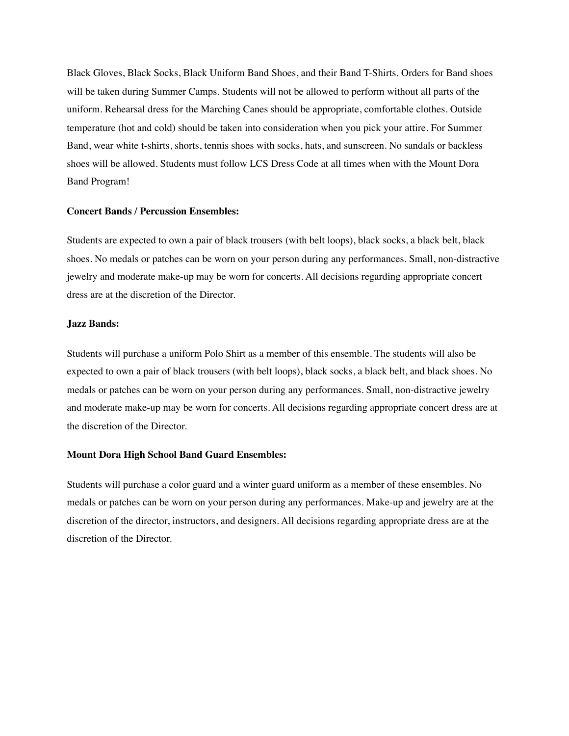Black Gloves, Black Socks, Black Uniform Band Shoes, and their Band T-Shirts. Orders for Band shoes will be taken during Summer Camps. Students will not be allowed to perform without all parts of the uniform. Rehearsal dress for the Marching Canes should be appropriate, comfortable clothes. Outside temperature (hot and cold) should be taken into consideration when you pick your attire. For Summer Band, wear white t-shirts, shorts, tennis shoes with socks, hats, and sunscreen. No sandals or backless shoes will be allowed. Students must follow LCS Dress Code at all times when with the Mount Dora Band Program!

**Concert Bands / Percussion Ensembles:**

Students are expected to own a pair of black trousers (with belt loops), black socks, a black belt, black shoes. No medals or patches can be worn on your person during any performances. Small, non-distractive jewelry and moderate make-up may be worn for concerts. All decisions regarding appropriate concert dress are at the discretion of the Director.

**Jazz Bands:**

Students will purchase a uniform Polo Shirt as a member of this ensemble. The students will also be expected to own a pair of black trousers (with belt loops), black socks, a black belt, and black shoes. No medals or patches can be worn on your person during any performances. Small, non-distractive jewelry and moderate make-up may be worn for concerts. All decisions regarding appropriate concert dress are at the discretion of the Director.

**Mount Dora High School Band Guard Ensembles:**

Students will purchase a color guard and a winter guard uniform as a member of these ensembles. No medals or patches can be worn on your person during any performances. Make-up and jewelry are at the discretion of the director, instructors, and designers. All decisions regarding appropriate dress are at the discretion of the Director.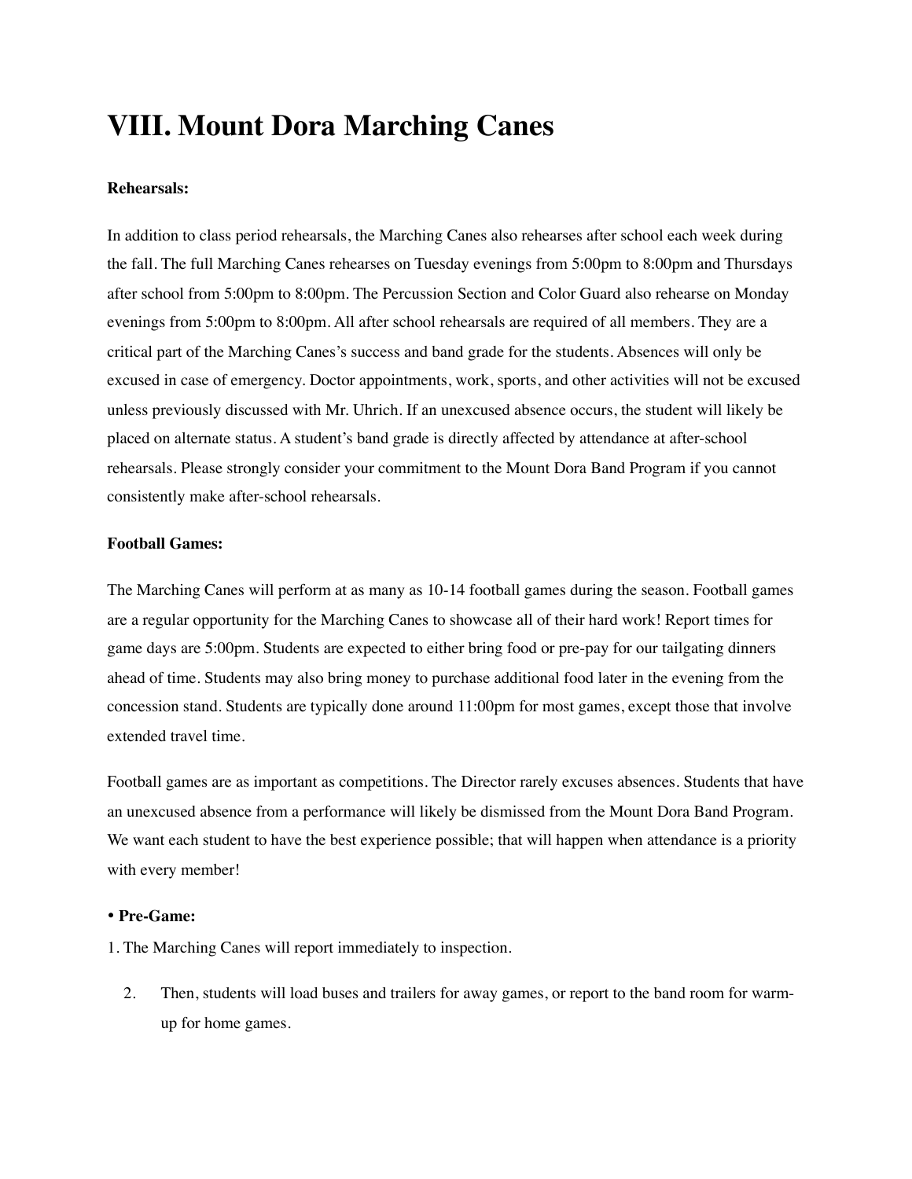# VIII. Mount Dora Marching Canes

**Rehearsals:**

In addition to class period rehearsals, the Marching Canes also rehearses after school each week during the fall. The full Marching Canes rehearses on Tuesday evenings from 5:00pm to 8:00pm and Thursdays after school from 5:00pm to 8:00pm. The Percussion Section and Color Guard also rehearse on Monday evenings from 5:00pm to 8:00pm. All after school rehearsals are required of all members. They are a critical part of the Marching Canes's success and band grade for the students. Absences will only be excused in case of emergency. Doctor appointments, work, sports, and other activities will not be excused unless previously discussed with Mr. Uhrich. If an unexcused absence occurs, the student will likely be placed on alternate status. A student's band grade is directly affected by attendance at after-school rehearsals. Please strongly consider your commitment to the Mount Dora Band Program if you cannot consistently make after-school rehearsals.

**Football Games:**

The Marching Canes will perform at as many as 10-14 football games during the season. Football games are a regular opportunity for the Marching Canes to showcase all of their hard work! Report times for game days are 5:00pm. Students are expected to either bring food or pre-pay for our tailgating dinners ahead of time. Students may also bring money to purchase additional food later in the evening from the concession stand. Students are typically done around 11:00pm for most games, except those that involve extended travel time.

Football games are as important as competitions. The Director rarely excuses absences. Students that have an unexcused absence from a performance will likely be dismissed from the Mount Dora Band Program. We want each student to have the best experience possible; that will happen when attendance is a priority with every member!

- **Pre-Game:**

1. The Marching Canes will report immediately to inspection.
2. Then, students will load buses and trailers for away games, or report to the band room for warm-up for home games.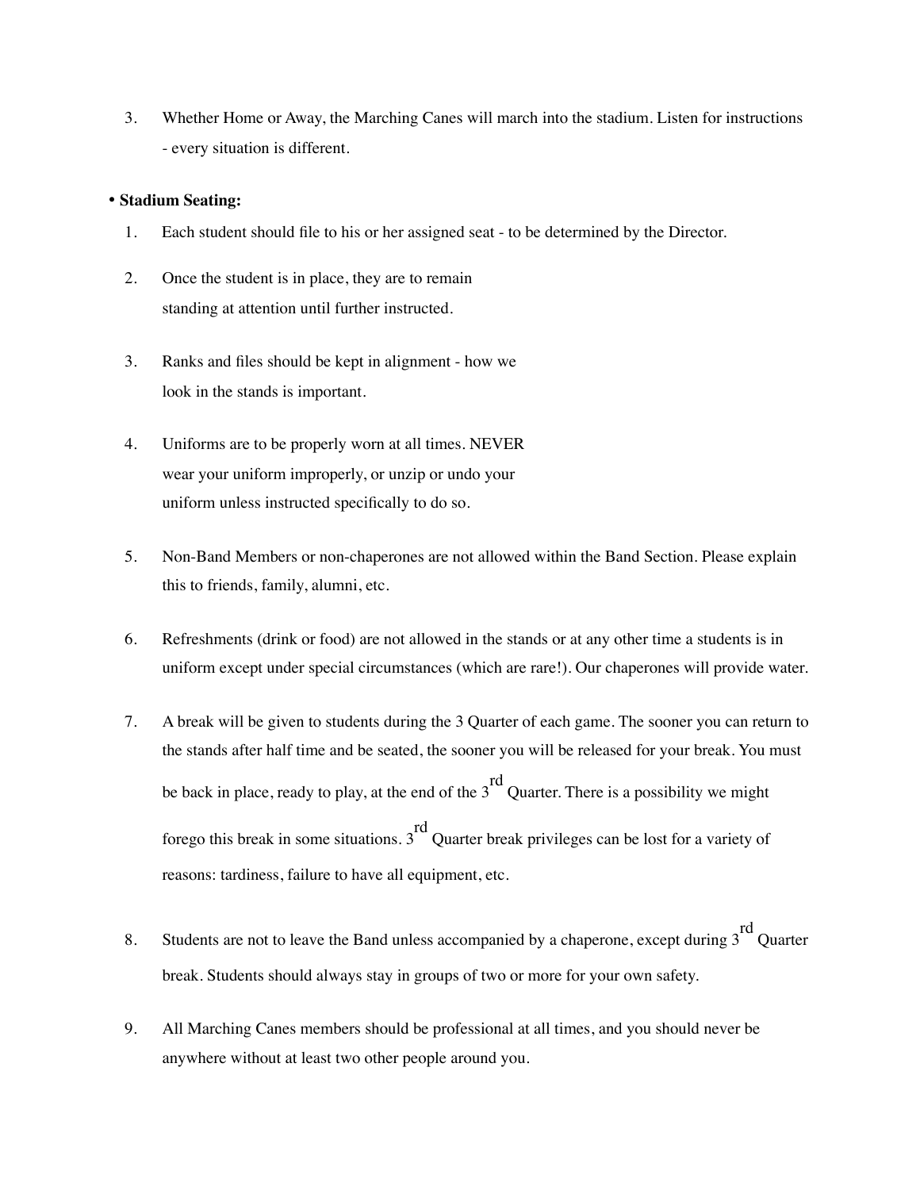3. Whether Home or Away, the Marching Canes will march into the stadium. Listen for instructions - every situation is different.

- **Stadium Seating:**

1. Each student should file to his or her assigned seat - to be determined by the Director.

2. Once the student is in place, they are to remain standing at attention until further instructed.

3. Ranks and files should be kept in alignment - how we look in the stands is important.

4. Uniforms are to be properly worn at all times. NEVER wear your uniform improperly, or unzip or undo your uniform unless instructed specifically to do so.

5. Non-Band Members or non-chaperones are not allowed within the Band Section. Please explain this to friends, family, alumni, etc.

6. Refreshments (drink or food) are not allowed in the stands or at any other time a students is in uniform except under special circumstances (which are rare!). Our chaperones will provide water.

7. A break will be given to students during the 3 Quarter of each game. The sooner you can return to the stands after half time and be seated, the sooner you will be released for your break. You must be back in place, ready to play, at the end of the 3rd Quarter. There is a possibility we might forego this break in some situations. 3rd Quarter break privileges can be lost for a variety of reasons: tardiness, failure to have all equipment, etc.

8. Students are not to leave the Band unless accompanied by a chaperone, except during 3rd Quarter break. Students should always stay in groups of two or more for your own safety.

9. All Marching Canes members should be professional at all times, and you should never be anywhere without at least two other people around you.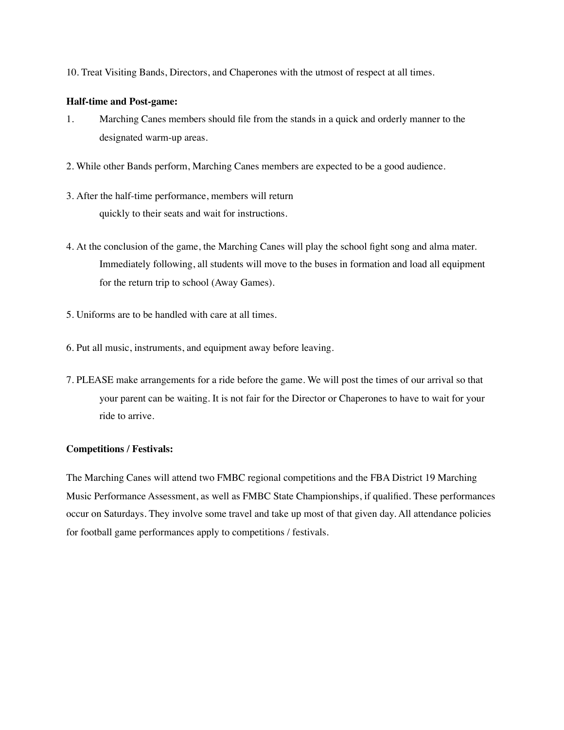10. Treat Visiting Bands, Directors, and Chaperones with the utmost of respect at all times.

**Half-time and Post-game:**

1. Marching Canes members should file from the stands in a quick and orderly manner to the designated warm-up areas.
2. While other Bands perform, Marching Canes members are expected to be a good audience.
3. After the half-time performance, members will return quickly to their seats and wait for instructions.
4. At the conclusion of the game, the Marching Canes will play the school fight song and alma mater. Immediately following, all students will move to the buses in formation and load all equipment for the return trip to school (Away Games).
5. Uniforms are to be handled with care at all times.
6. Put all music, instruments, and equipment away before leaving.
7. PLEASE make arrangements for a ride before the game. We will post the times of our arrival so that your parent can be waiting. It is not fair for the Director or Chaperones to have to wait for your ride to arrive.

**Competitions / Festivals:**

The Marching Canes will attend two FMBC regional competitions and the FBA District 19 Marching Music Performance Assessment, as well as FMBC State Championships, if qualified. These performances occur on Saturdays. They involve some travel and take up most of that given day. All attendance policies for football game performances apply to competitions / festivals.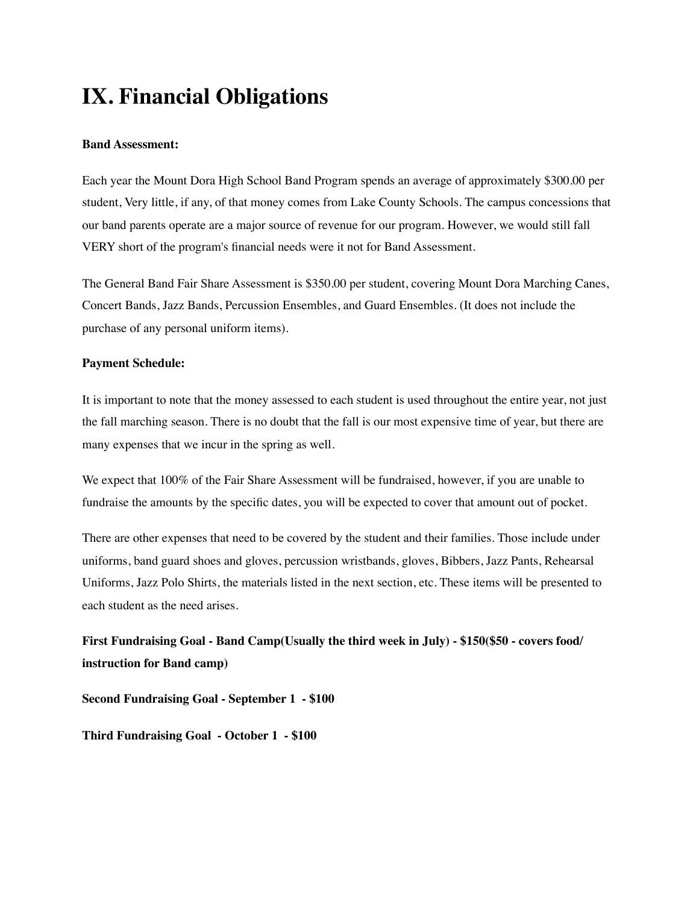# IX. Financial Obligations

**Band Assessment:**

Each year the Mount Dora High School Band Program spends an average of approximately $300.00 per student, Very little, if any, of that money comes from Lake County Schools. The campus concessions that our band parents operate are a major source of revenue for our program. However, we would still fall VERY short of the program's financial needs were it not for Band Assessment.

The General Band Fair Share Assessment is $350.00 per student, covering Mount Dora Marching Canes, Concert Bands, Jazz Bands, Percussion Ensembles, and Guard Ensembles. (It does not include the purchase of any personal uniform items).

**Payment Schedule:**

It is important to note that the money assessed to each student is used throughout the entire year, not just the fall marching season. There is no doubt that the fall is our most expensive time of year, but there are many expenses that we incur in the spring as well.

We expect that 100% of the Fair Share Assessment will be fundraised, however, if you are unable to fundraise the amounts by the specific dates, you will be expected to cover that amount out of pocket.

There are other expenses that need to be covered by the student and their families. Those include under uniforms, band guard shoes and gloves, percussion wristbands, gloves, Bibbers, Jazz Pants, Rehearsal Uniforms, Jazz Polo Shirts, the materials listed in the next section, etc. These items will be presented to each student as the need arises.

**First Fundraising Goal - Band Camp(Usually the third week in July) - $150($50 - covers food/ instruction for Band camp)**

**Second Fundraising Goal - September 1 - $100**

**Third Fundraising Goal - October 1 - $100**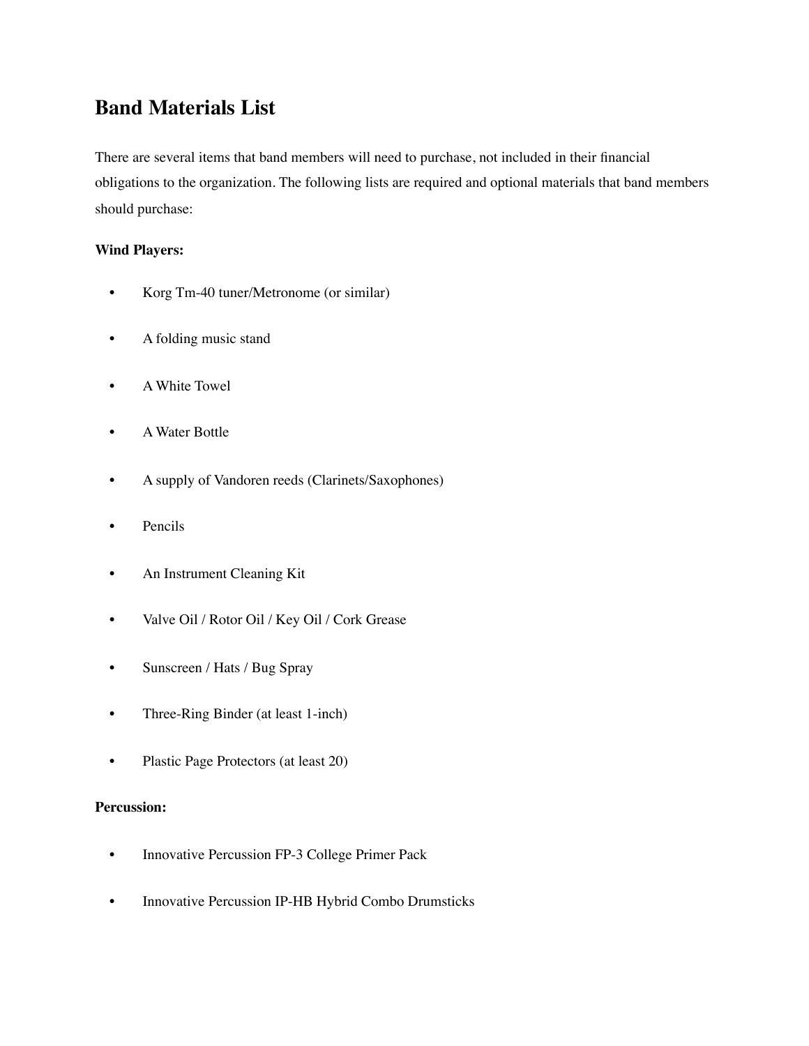# Band Materials List

There are several items that band members will need to purchase, not included in their financial obligations to the organization. The following lists are required and optional materials that band members should purchase:

**Wind Players:**

- Korg Tm-40 tuner/Metronome (or similar)
- A folding music stand
- A White Towel
- A Water Bottle
- A supply of Vandoren reeds (Clarinets/Saxophones)
- Pencils
- An Instrument Cleaning Kit
- Valve Oil / Rotor Oil / Key Oil / Cork Grease
- Sunscreen / Hats / Bug Spray
- Three-Ring Binder (at least 1-inch)
- Plastic Page Protectors (at least 20)

**Percussion:**

- Innovative Percussion FP-3 College Primer Pack
- Innovative Percussion IP-HB Hybrid Combo Drumsticks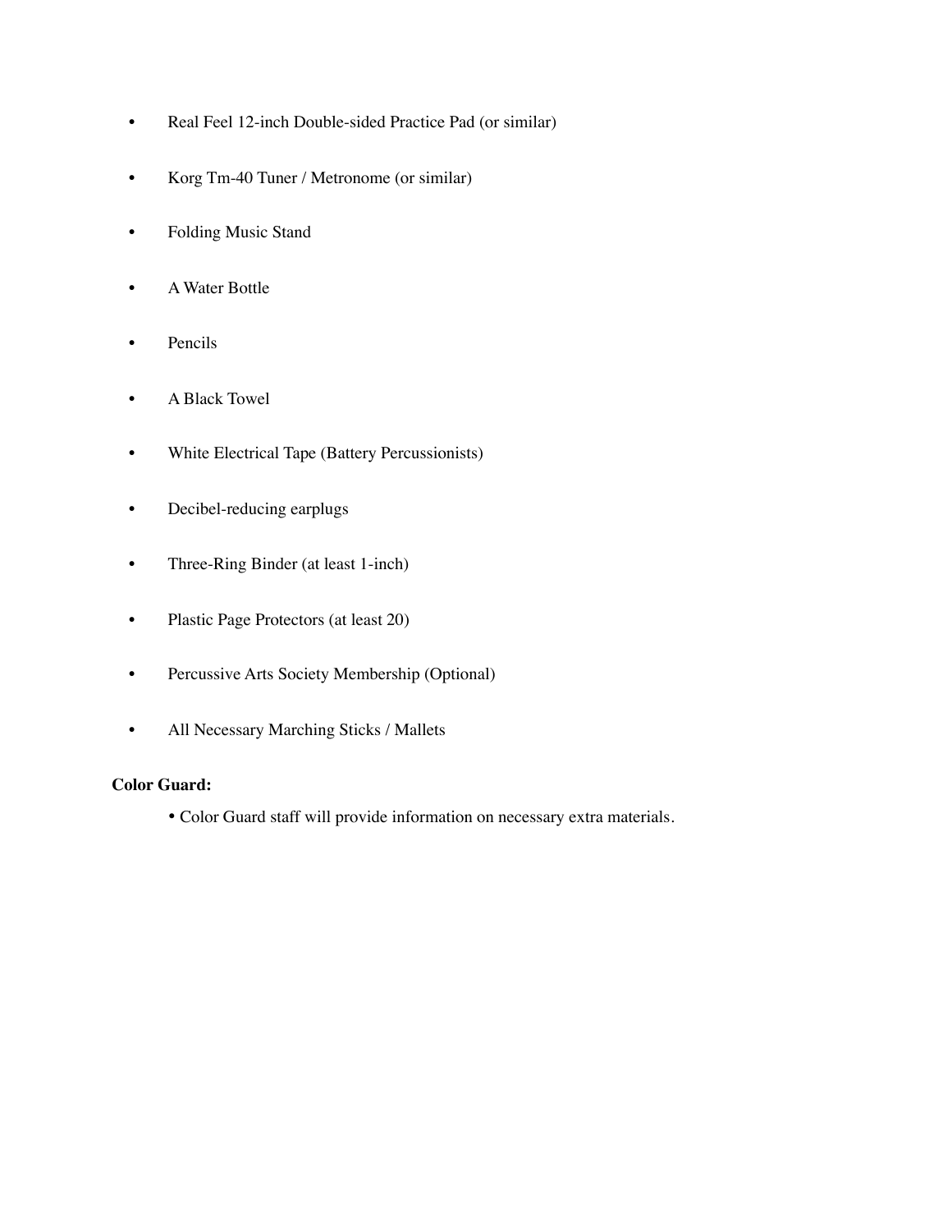- Real Feel 12-inch Double-sided Practice Pad (or similar)
- Korg Tm-40 Tuner / Metronome (or similar)
- Folding Music Stand
- A Water Bottle
- Pencils
- A Black Towel
- White Electrical Tape (Battery Percussionists)
- Decibel-reducing earplugs
- Three-Ring Binder (at least 1-inch)
- Plastic Page Protectors (at least 20)
- Percussive Arts Society Membership (Optional)
- All Necessary Marching Sticks / Mallets

**Color Guard:**

- Color Guard staff will provide information on necessary extra materials.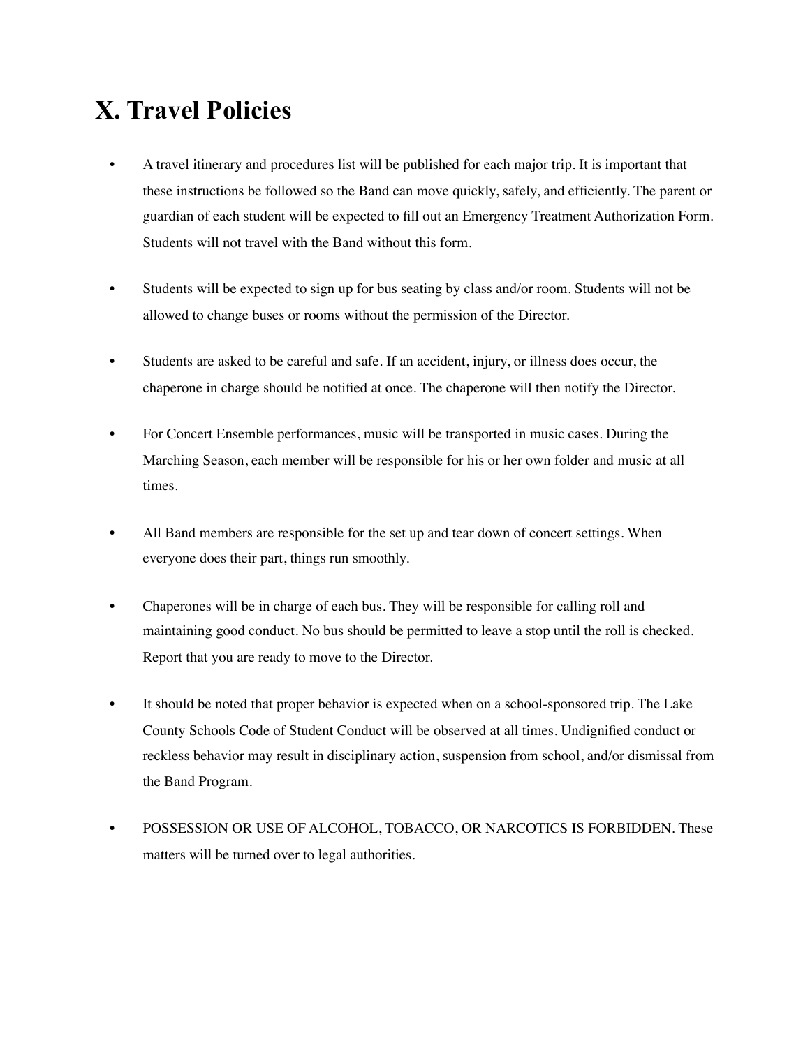# X. Travel Policies

- A travel itinerary and procedures list will be published for each major trip. It is important that these instructions be followed so the Band can move quickly, safely, and efficiently. The parent or guardian of each student will be expected to fill out an Emergency Treatment Authorization Form. Students will not travel with the Band without this form.

- Students will be expected to sign up for bus seating by class and/or room. Students will not be allowed to change buses or rooms without the permission of the Director.

- Students are asked to be careful and safe. If an accident, injury, or illness does occur, the chaperone in charge should be notified at once. The chaperone will then notify the Director.

- For Concert Ensemble performances, music will be transported in music cases. During the Marching Season, each member will be responsible for his or her own folder and music at all times.

- All Band members are responsible for the set up and tear down of concert settings. When everyone does their part, things run smoothly.

- Chaperones will be in charge of each bus. They will be responsible for calling roll and maintaining good conduct. No bus should be permitted to leave a stop until the roll is checked. Report that you are ready to move to the Director.

- It should be noted that proper behavior is expected when on a school-sponsored trip. The Lake County Schools Code of Student Conduct will be observed at all times. Undignified conduct or reckless behavior may result in disciplinary action, suspension from school, and/or dismissal from the Band Program.

- POSSESSION OR USE OF ALCOHOL, TOBACCO, OR NARCOTICS IS FORBIDDEN. These matters will be turned over to legal authorities.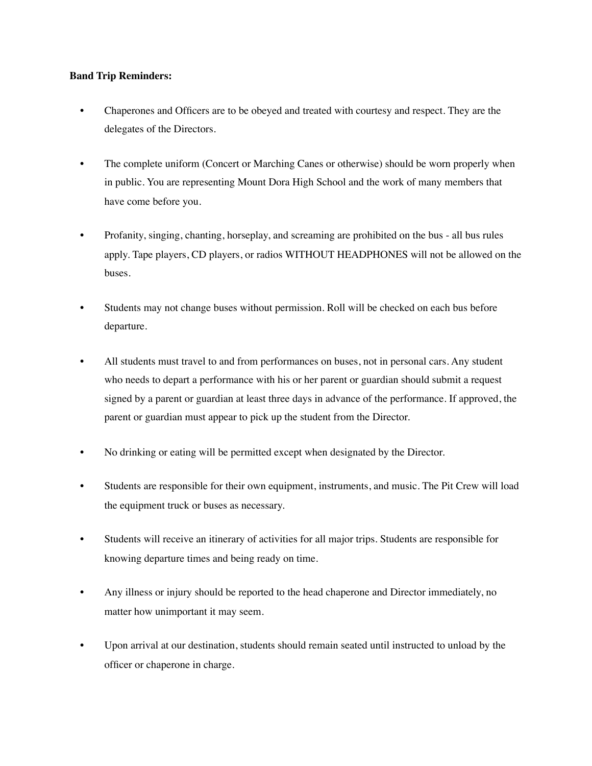**Band Trip Reminders:**

- Chaperones and Officers are to be obeyed and treated with courtesy and respect. They are the delegates of the Directors.

- The complete uniform (Concert or Marching Canes or otherwise) should be worn properly when in public. You are representing Mount Dora High School and the work of many members that have come before you.

- Profanity, singing, chanting, horseplay, and screaming are prohibited on the bus - all bus rules apply. Tape players, CD players, or radios WITHOUT HEADPHONES will not be allowed on the buses.

- Students may not change buses without permission. Roll will be checked on each bus before departure.

- All students must travel to and from performances on buses, not in personal cars. Any student who needs to depart a performance with his or her parent or guardian should submit a request signed by a parent or guardian at least three days in advance of the performance. If approved, the parent or guardian must appear to pick up the student from the Director.

- No drinking or eating will be permitted except when designated by the Director.

- Students are responsible for their own equipment, instruments, and music. The Pit Crew will load the equipment truck or buses as necessary.

- Students will receive an itinerary of activities for all major trips. Students are responsible for knowing departure times and being ready on time.

- Any illness or injury should be reported to the head chaperone and Director immediately, no matter how unimportant it may seem.

- Upon arrival at our destination, students should remain seated until instructed to unload by the officer or chaperone in charge.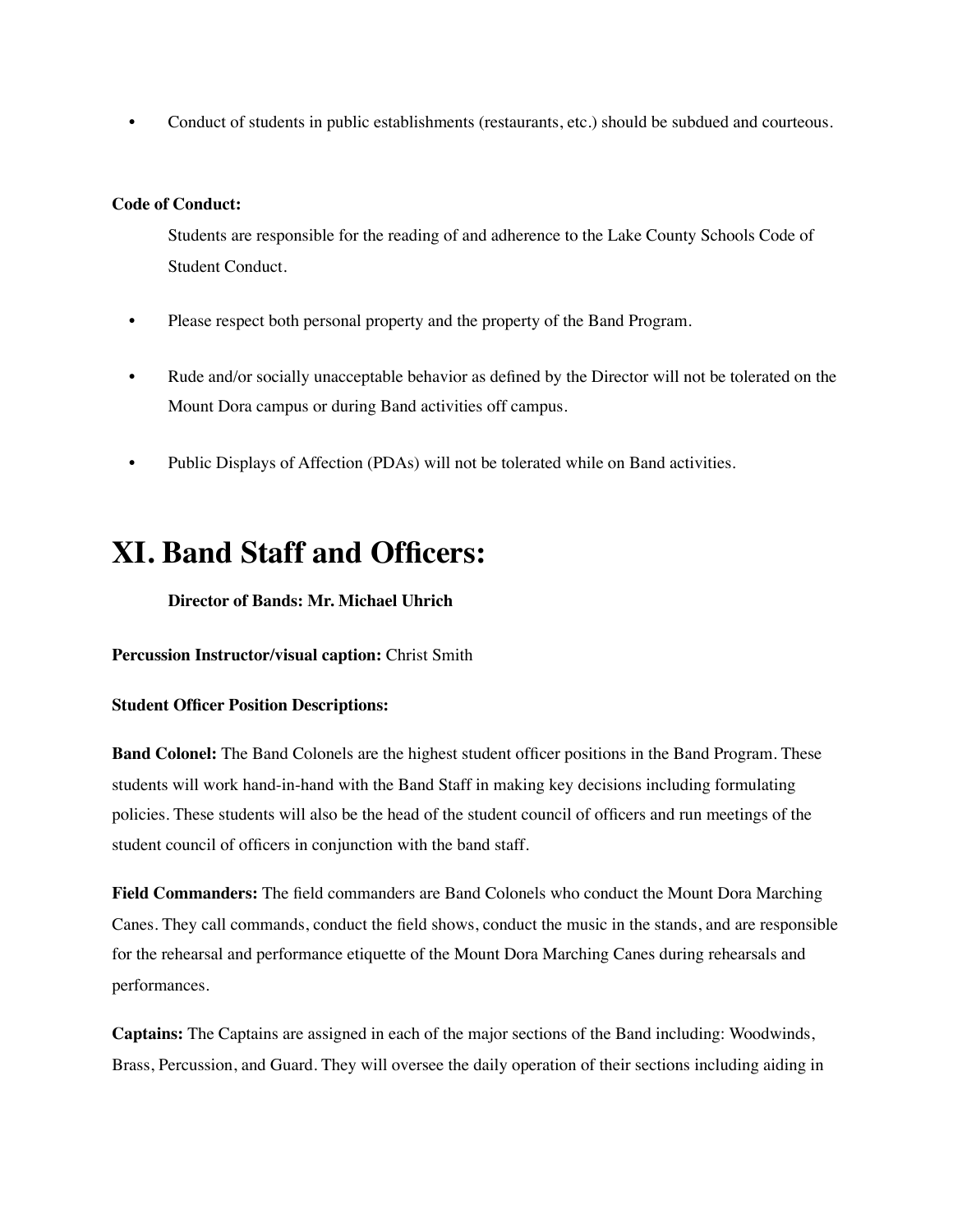- Conduct of students in public establishments (restaurants, etc.) should be subdued and courteous.

**Code of Conduct:**

Students are responsible for the reading of and adherence to the Lake County Schools Code of Student Conduct.

- Please respect both personal property and the property of the Band Program.
- Rude and/or socially unacceptable behavior as defined by the Director will not be tolerated on the Mount Dora campus or during Band activities off campus.
- Public Displays of Affection (PDAs) will not be tolerated while on Band activities.

# XI. Band Staff and Officers:

**Director of Bands: Mr. Michael Uhrich**

**Percussion Instructor/visual caption:** Christ Smith

**Student Officer Position Descriptions:**

**Band Colonel:** The Band Colonels are the highest student officer positions in the Band Program. These students will work hand-in-hand with the Band Staff in making key decisions including formulating policies. These students will also be the head of the student council of officers and run meetings of the student council of officers in conjunction with the band staff.

**Field Commanders:** The field commanders are Band Colonels who conduct the Mount Dora Marching Canes. They call commands, conduct the field shows, conduct the music in the stands, and are responsible for the rehearsal and performance etiquette of the Mount Dora Marching Canes during rehearsals and performances.

**Captains:** The Captains are assigned in each of the major sections of the Band including: Woodwinds, Brass, Percussion, and Guard. They will oversee the daily operation of their sections including aiding in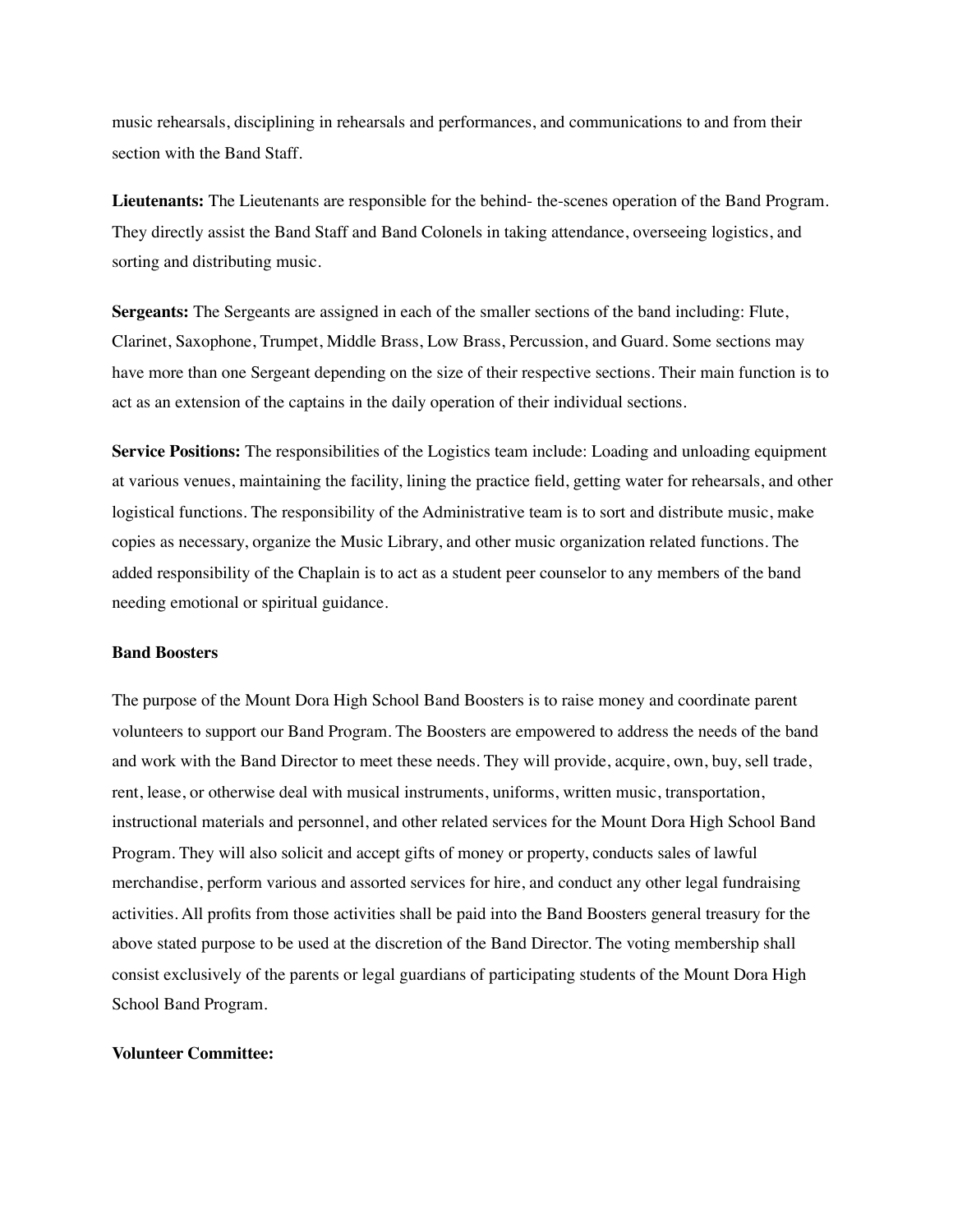music rehearsals, disciplining in rehearsals and performances, and communications to and from their section with the Band Staff.

**Lieutenants:** The Lieutenants are responsible for the behind- the-scenes operation of the Band Program. They directly assist the Band Staff and Band Colonels in taking attendance, overseeing logistics, and sorting and distributing music.

**Sergeants:** The Sergeants are assigned in each of the smaller sections of the band including: Flute, Clarinet, Saxophone, Trumpet, Middle Brass, Low Brass, Percussion, and Guard. Some sections may have more than one Sergeant depending on the size of their respective sections. Their main function is to act as an extension of the captains in the daily operation of their individual sections.

**Service Positions:** The responsibilities of the Logistics team include: Loading and unloading equipment at various venues, maintaining the facility, lining the practice field, getting water for rehearsals, and other logistical functions. The responsibility of the Administrative team is to sort and distribute music, make copies as necessary, organize the Music Library, and other music organization related functions. The added responsibility of the Chaplain is to act as a student peer counselor to any members of the band needing emotional or spiritual guidance.

**Band Boosters**

The purpose of the Mount Dora High School Band Boosters is to raise money and coordinate parent volunteers to support our Band Program. The Boosters are empowered to address the needs of the band and work with the Band Director to meet these needs. They will provide, acquire, own, buy, sell trade, rent, lease, or otherwise deal with musical instruments, uniforms, written music, transportation, instructional materials and personnel, and other related services for the Mount Dora High School Band Program. They will also solicit and accept gifts of money or property, conducts sales of lawful merchandise, perform various and assorted services for hire, and conduct any other legal fundraising activities. All profits from those activities shall be paid into the Band Boosters general treasury for the above stated purpose to be used at the discretion of the Band Director. The voting membership shall consist exclusively of the parents or legal guardians of participating students of the Mount Dora High School Band Program.

**Volunteer Committee:**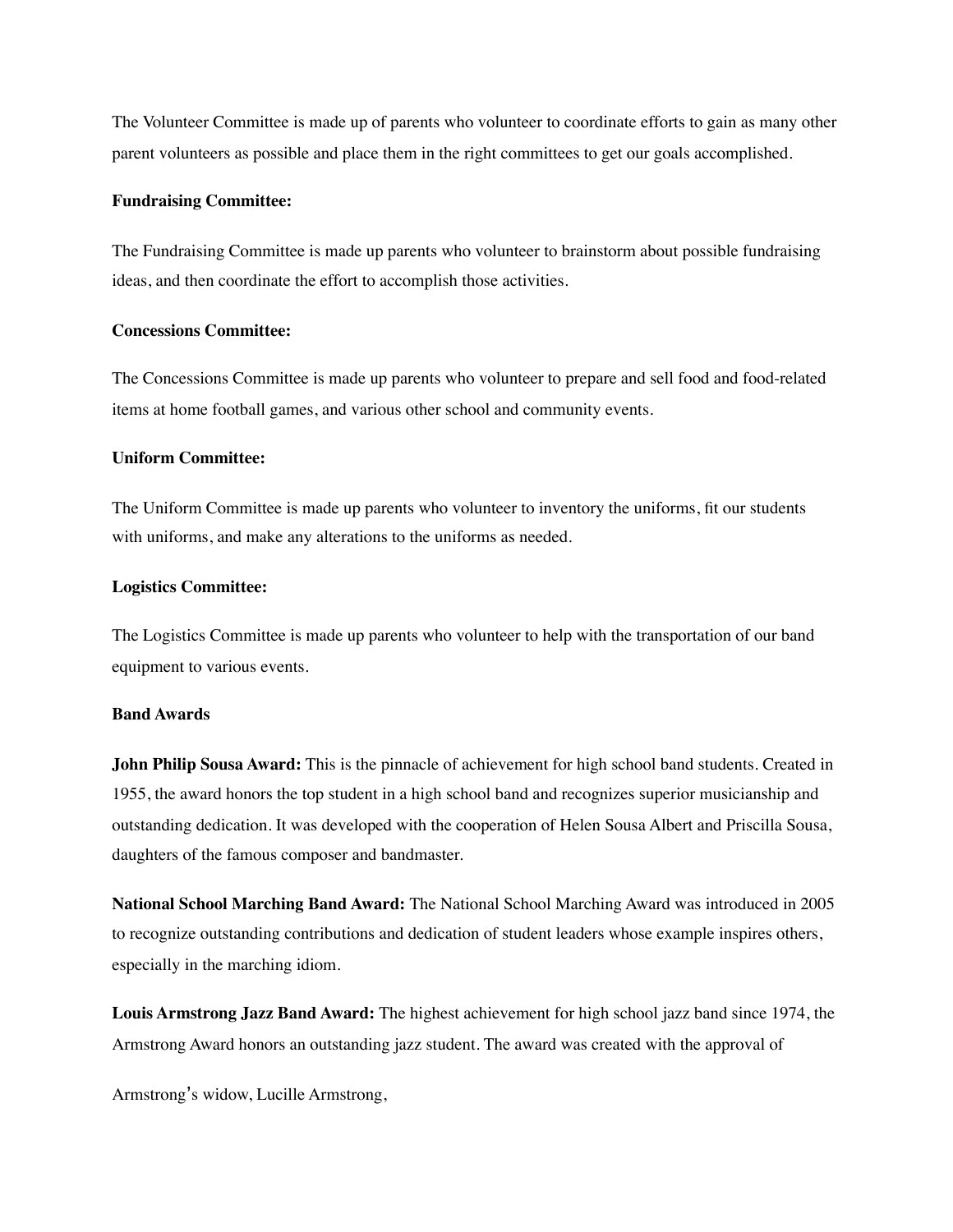The Volunteer Committee is made up of parents who volunteer to coordinate efforts to gain as many other parent volunteers as possible and place them in the right committees to get our goals accomplished.

**Fundraising Committee:**

The Fundraising Committee is made up parents who volunteer to brainstorm about possible fundraising ideas, and then coordinate the effort to accomplish those activities.

**Concessions Committee:**

The Concessions Committee is made up parents who volunteer to prepare and sell food and food-related items at home football games, and various other school and community events.

**Uniform Committee:**

The Uniform Committee is made up parents who volunteer to inventory the uniforms, fit our students with uniforms, and make any alterations to the uniforms as needed.

**Logistics Committee:**

The Logistics Committee is made up parents who volunteer to help with the transportation of our band equipment to various events.

**Band Awards**

**John Philip Sousa Award:** This is the pinnacle of achievement for high school band students. Created in 1955, the award honors the top student in a high school band and recognizes superior musicianship and outstanding dedication. It was developed with the cooperation of Helen Sousa Albert and Priscilla Sousa, daughters of the famous composer and bandmaster.

**National School Marching Band Award:** The National School Marching Award was introduced in 2005 to recognize outstanding contributions and dedication of student leaders whose example inspires others, especially in the marching idiom.

**Louis Armstrong Jazz Band Award:** The highest achievement for high school jazz band since 1974, the Armstrong Award honors an outstanding jazz student. The award was created with the approval of

Armstrong's widow, Lucille Armstrong,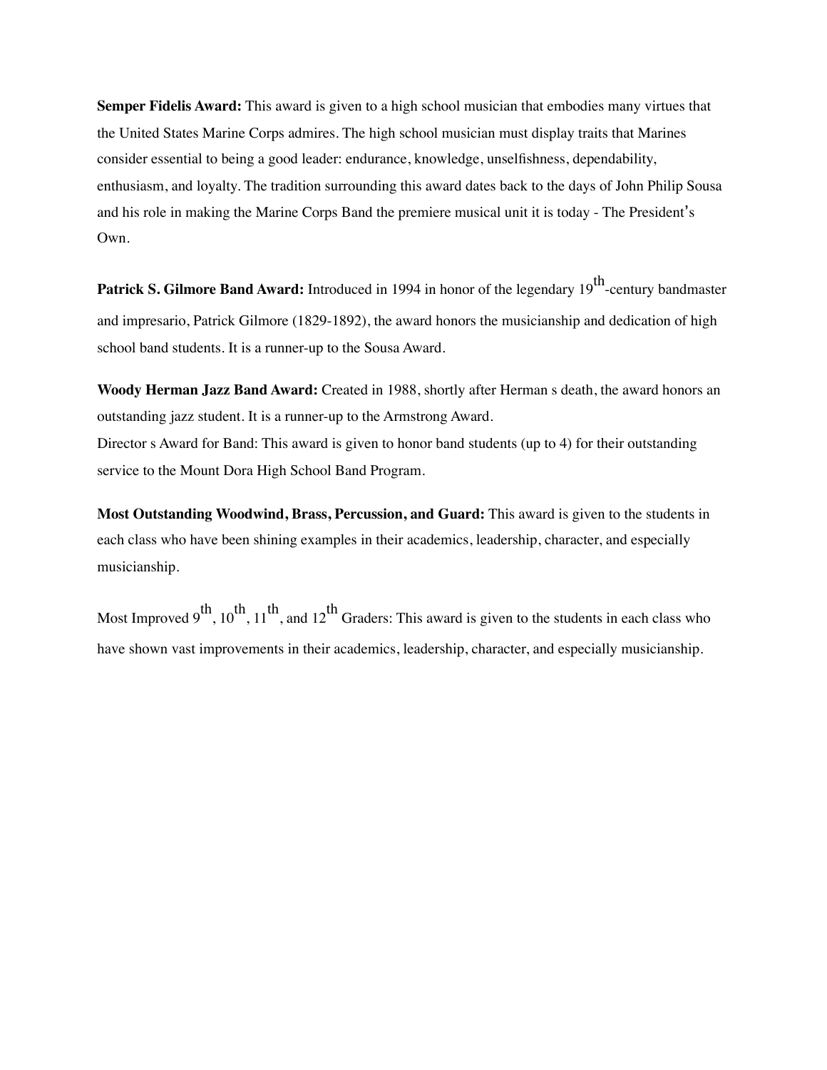**Semper Fidelis Award:** This award is given to a high school musician that embodies many virtues that the United States Marine Corps admires. The high school musician must display traits that Marines consider essential to being a good leader: endurance, knowledge, unselfishness, dependability, enthusiasm, and loyalty. The tradition surrounding this award dates back to the days of John Philip Sousa and his role in making the Marine Corps Band the premiere musical unit it is today - The President's Own.

**Patrick S. Gilmore Band Award:** Introduced in 1994 in honor of the legendary 19th-century bandmaster and impresario, Patrick Gilmore (1829-1892), the award honors the musicianship and dedication of high school band students. It is a runner-up to the Sousa Award.

**Woody Herman Jazz Band Award:** Created in 1988, shortly after Herman s death, the award honors an outstanding jazz student. It is a runner-up to the Armstrong Award.

Director s Award for Band: This award is given to honor band students (up to 4) for their outstanding service to the Mount Dora High School Band Program.

**Most Outstanding Woodwind, Brass, Percussion, and Guard:** This award is given to the students in each class who have been shining examples in their academics, leadership, character, and especially musicianship.

Most Improved 9th, 10th, 11th, and 12th Graders: This award is given to the students in each class who have shown vast improvements in their academics, leadership, character, and especially musicianship.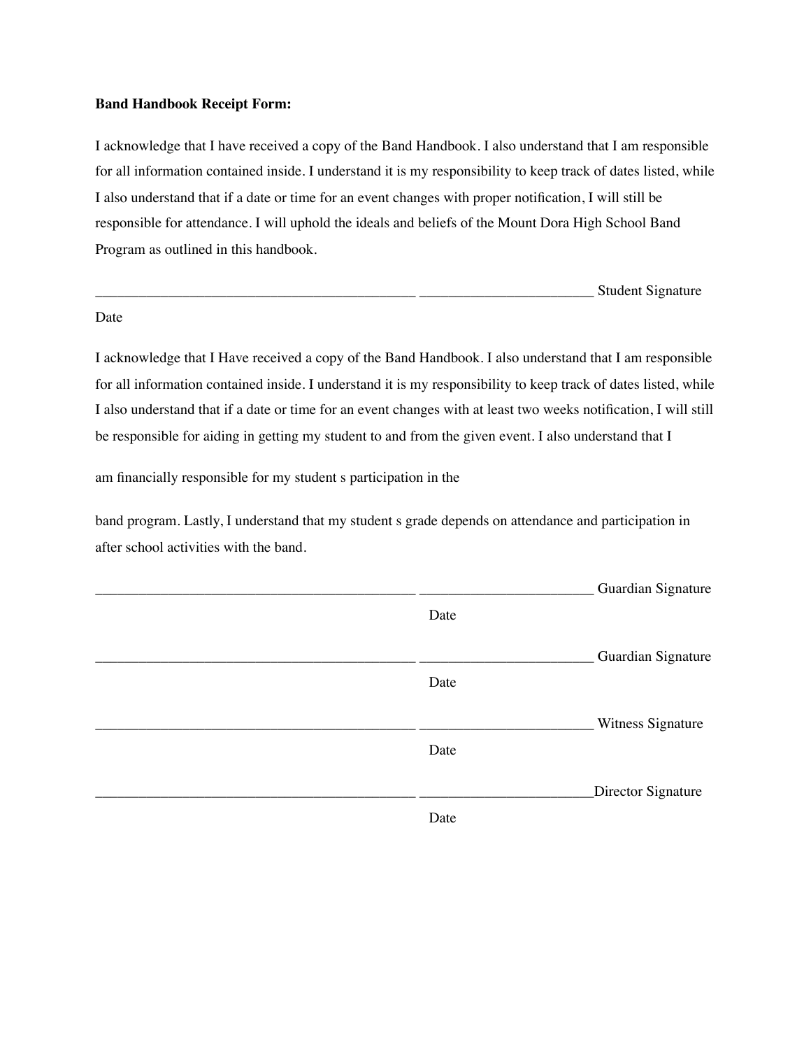**Band Handbook Receipt Form:**

I acknowledge that I have received a copy of the Band Handbook. I also understand that I am responsible for all information contained inside. I understand it is my responsibility to keep track of dates listed, while I also understand that if a date or time for an event changes with proper notification, I will still be responsible for attendance. I will uphold the ideals and beliefs of the Mount Dora High School Band Program as outlined in this handbook.

_____________________________________________ _______________________ Student Signature

Date

I acknowledge that I Have received a copy of the Band Handbook. I also understand that I am responsible for all information contained inside. I understand it is my responsibility to keep track of dates listed, while I also understand that if a date or time for an event changes with at least two weeks notification, I will still be responsible for aiding in getting my student to and from the given event. I also understand that I

am financially responsible for my student s participation in the

band program. Lastly, I understand that my student s grade depends on attendance and participation in after school activities with the band.

_____________________________________________ _______________________ Guardian Signature

Date

_____________________________________________ _______________________ Guardian Signature

Date

_____________________________________________ _______________________ Witness Signature

Date

_____________________________________________ _______________________Director Signature

Date